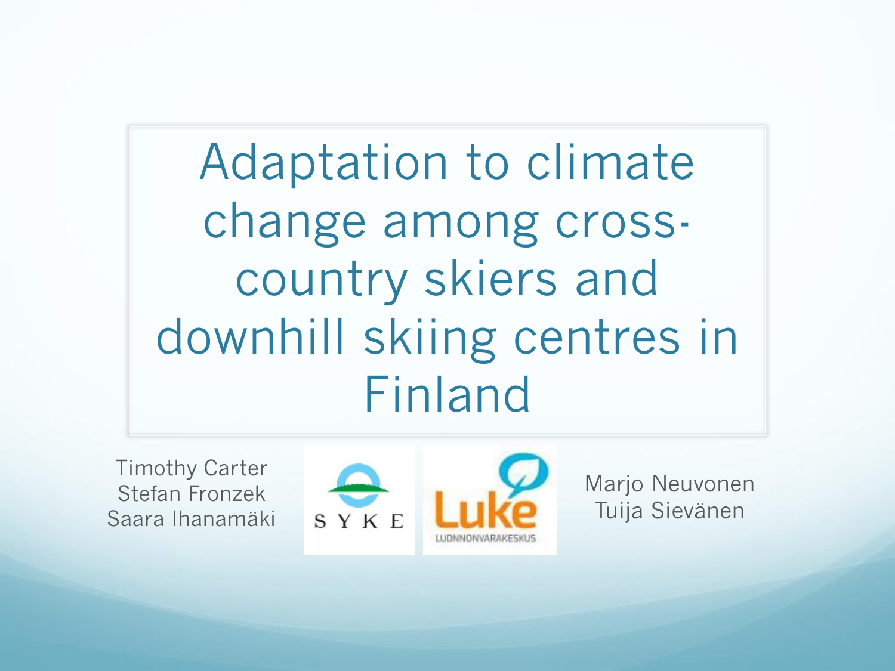# Adaptation to climate change among cross-country skiers and downhill skiing centres in Finland

Timothy Carter
Stefan Fronzek
Saara Ihanamäki

SYKE

Luke
LUONNONVARAKESKUS

Marjo Neuvonen
Tuija Sievänen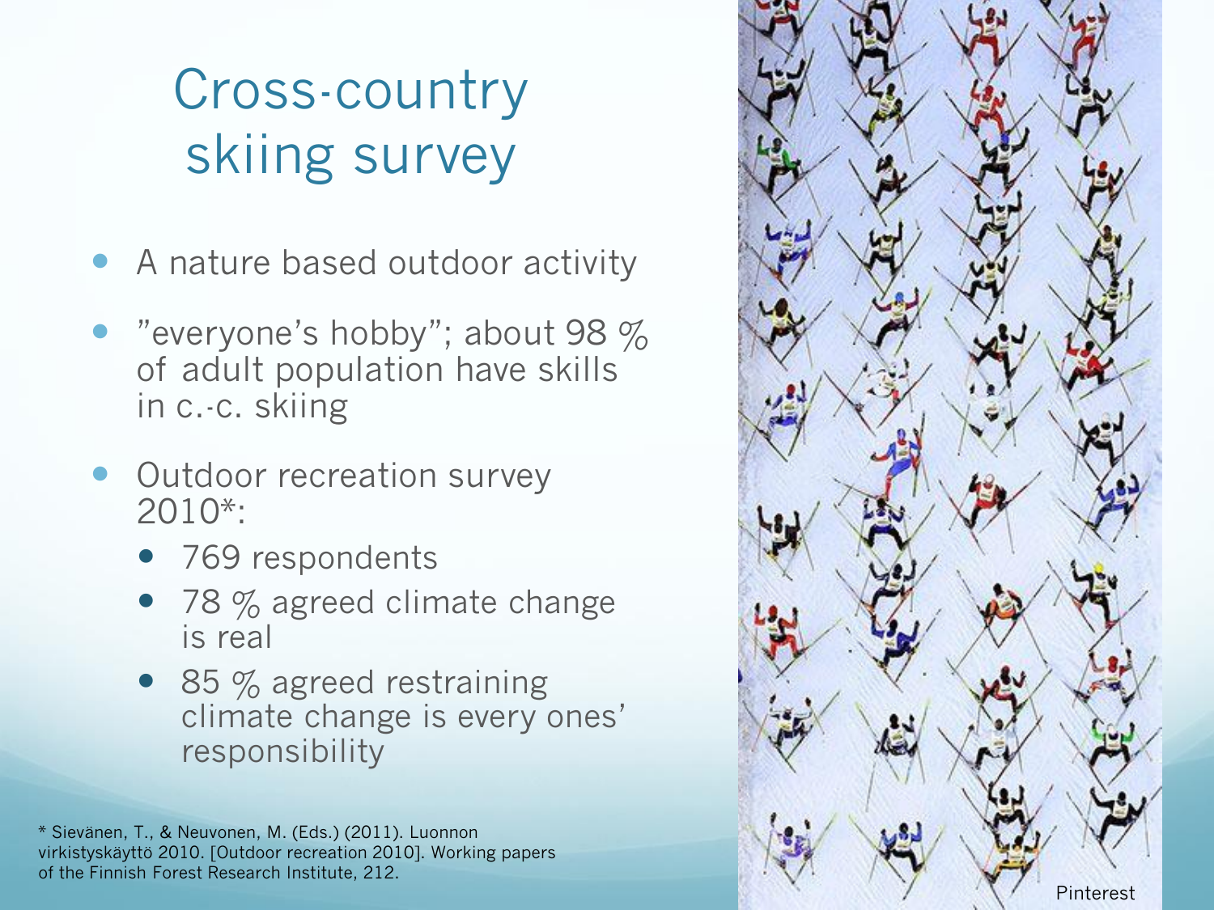# Cross-country skiing survey

- A nature based outdoor activity
- ”everyone’s hobby”; about 98 % of adult population have skills in c.-c. skiing
- Outdoor recreation survey 2010*:
  - 769 respondents
  - 78 % agreed climate change is real
  - 85 % agreed restraining climate change is every ones’ responsibility

* Sievänen, T., & Neuvonen, M. (Eds.) (2011). Luonnon virkistyskäyttö 2010. [Outdoor recreation 2010]. Working papers of the Finnish Forest Research Institute, 212.

Pinterest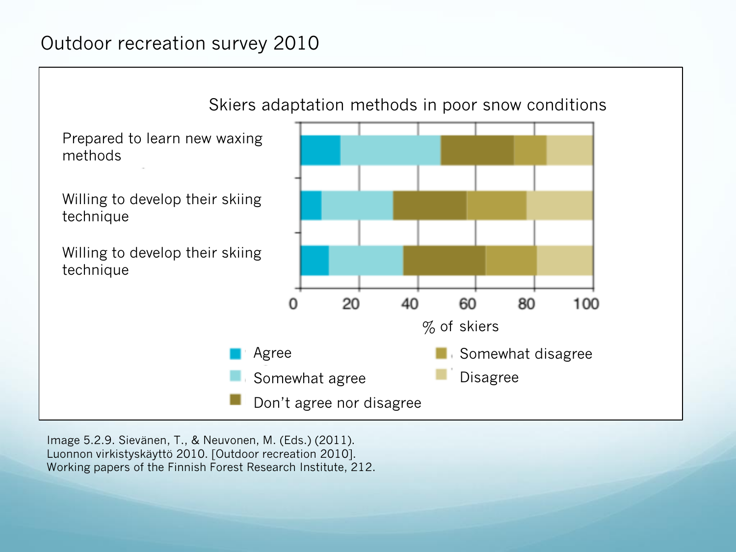# Outdoor recreation survey 2010

Skiers adaptation methods in poor snow conditions

Prepared to learn new waxing methods

Willing to develop their skiing technique

Willing to develop their skiing technique

0 20 40 60 80 100

% of skiers

Agree

Somewhat agree

Don't agree nor disagree

Somewhat disagree

Disagree

Image 5.2.9. Sievänen, T., & Neuvonen, M. (Eds.) (2011). Luonnon virkistyskäyttö 2010. [Outdoor recreation 2010]. Working papers of the Finnish Forest Research Institute, 212.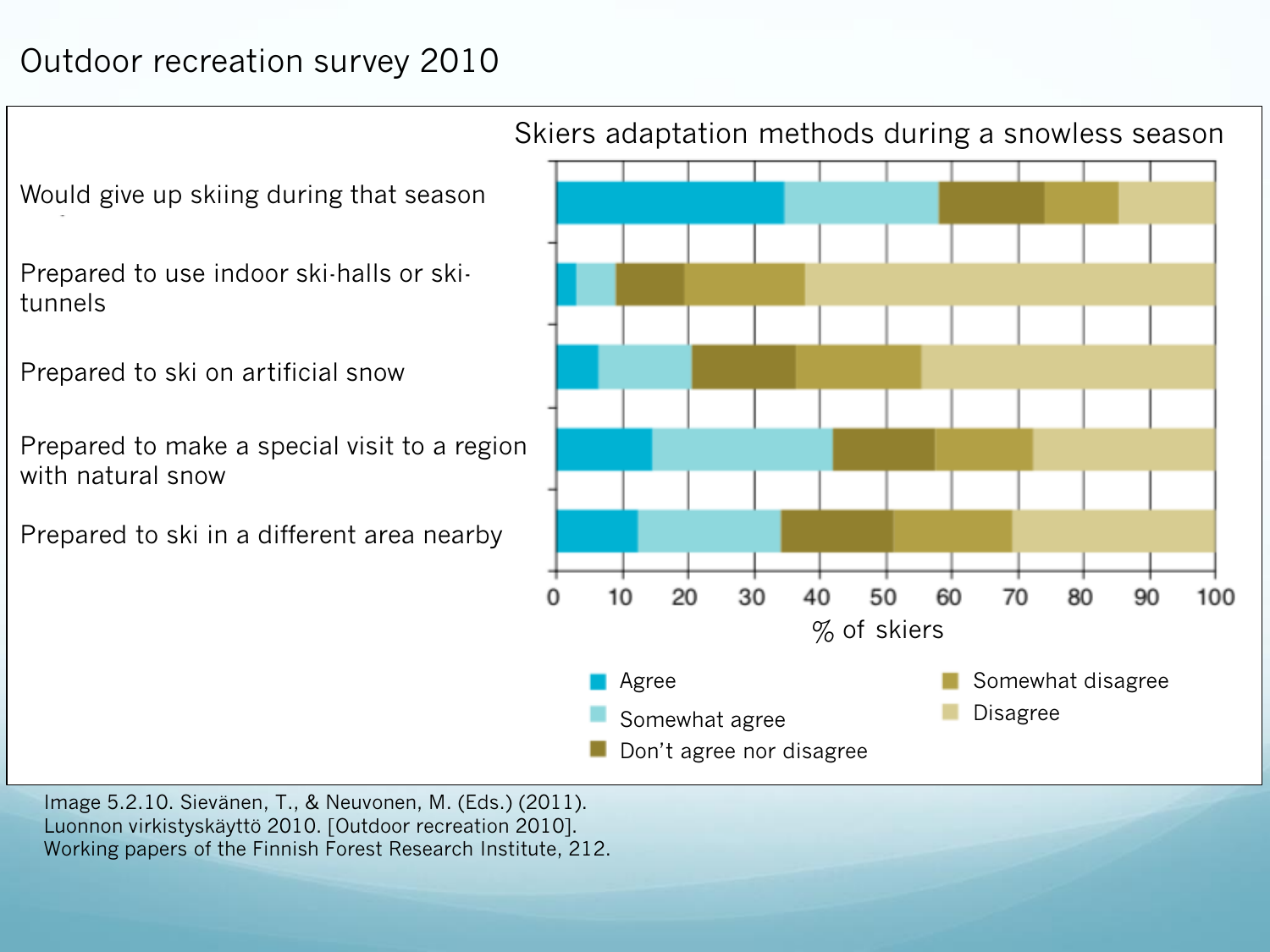# Outdoor recreation survey 2010

Skiers adaptation methods during a snowless season

Would give up skiing during that season

Prepared to use indoor ski-halls or ski-tunnels

Prepared to ski on artificial snow

Prepared to make a special visit to a region with natural snow

Prepared to ski in a different area nearby

0 10 20 30 40 50 60 70 80 90 100

% of skiers

Agree

Somewhat agree

Don't agree nor disagree

Somewhat disagree

Disagree

Image 5.2.10. Sievänen, T., & Neuvonen, M. (Eds.) (2011). Luonnon virkistyskäyttö 2010. [Outdoor recreation 2010]. Working papers of the Finnish Forest Research Institute, 212.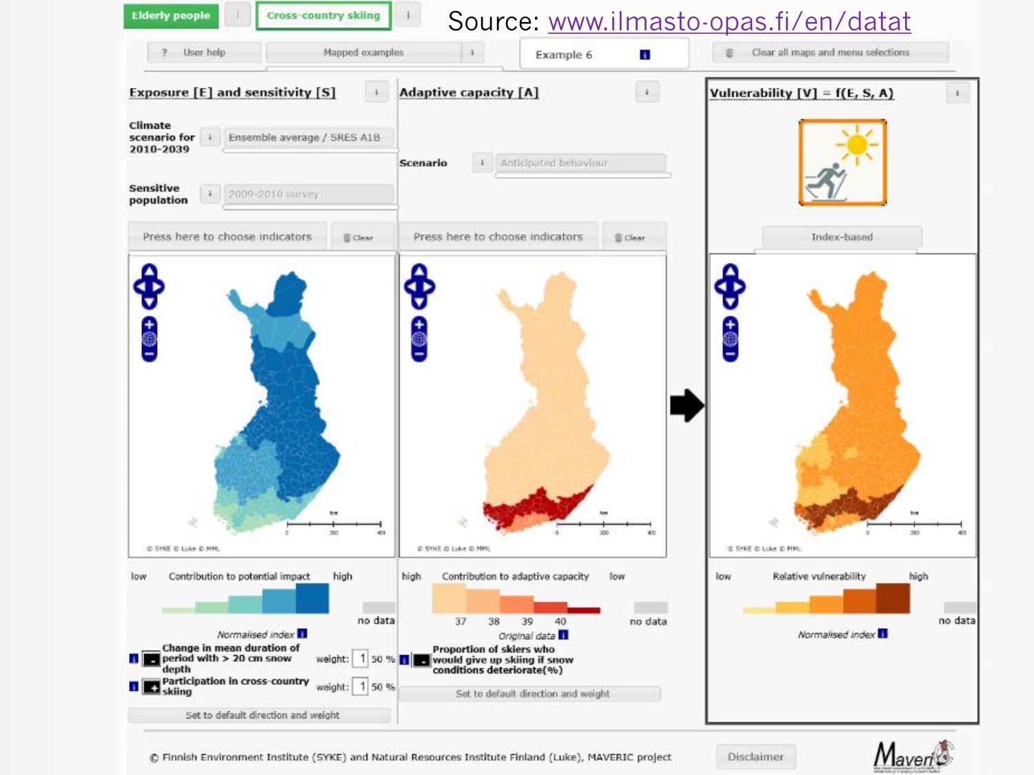Source: www.ilmasto-opas.fi/en/datat

Elderly people | Cross-country skiing

User help | Mapped examples | Example 6 | Clear all maps and menu selections

## Exposure [E] and sensitivity [S]

**Climate scenario for 2010-2039** Ensemble average / SRES A1B

**Sensitive population** 2009-2010 survey

Press here to choose indicators | Clear

low — Contribution to potential impact — high | no data

*Normalised index*

**Change in mean duration of period with > 20 cm snow depth** weight: 1 50 %

**Participation in cross-country skiing** weight: 1 50 %

Set to default direction and weight

## Adaptive capacity [A]

**Scenario** Anticipated behaviour

Press here to choose indicators | Clear

high — Contribution to adaptive capacity — low | no data

37 38 39 40

*Original data*

**Proportion of skiers who would give up skiing if snow conditions deteriorate(%)**

Set to default direction and weight

## Vulnerability [V] = f(E, S, A)

Index-based

low — Relative vulnerability — high | no data

*Normalised index*

© Finnish Environment Institute (SYKE) and Natural Resources Institute Finland (Luke), MAVERIC project

Disclaimer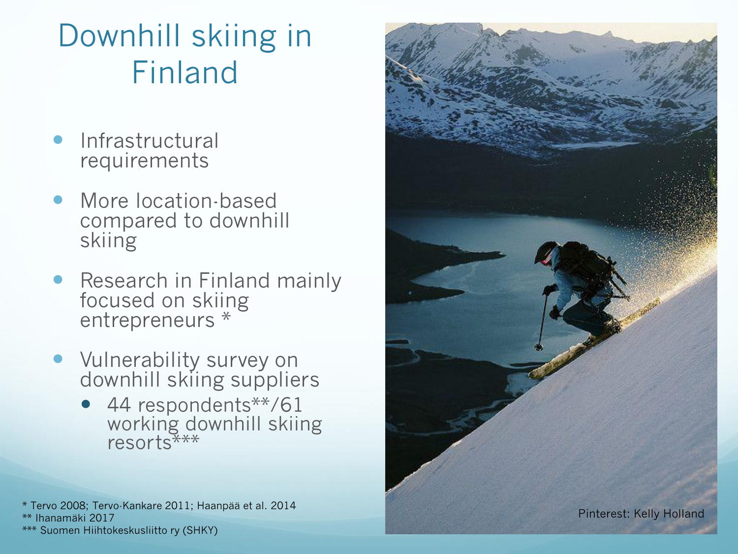# Downhill skiing in Finland

- Infrastructural requirements
- More location-based compared to downhill skiing
- Research in Finland mainly focused on skiing entrepreneurs *
- Vulnerability survey on downhill skiing suppliers
  - 44 respondents**/61 working downhill skiing resorts***

Pinterest: Kelly Holland

* Tervo 2008; Tervo-Kankare 2011; Haanpää et al. 2014
** Ihanamäki 2017
*** Suomen Hiihtokeskusliitto ry (SHKY)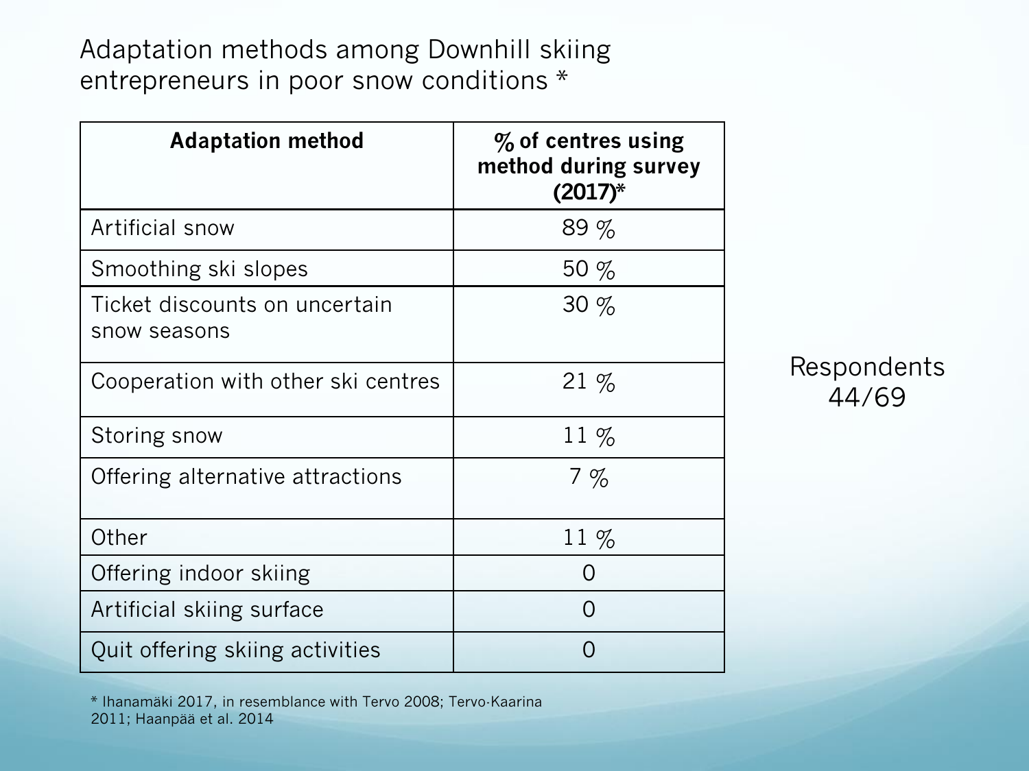# Adaptation methods among Downhill skiing entrepreneurs in poor snow conditions *

| Adaptation method | % of centres using method during survey (2017)* |
| --- | --- |
| Artificial snow | 89 % |
| Smoothing ski slopes | 50 % |
| Ticket discounts on uncertain snow seasons | 30 % |
| Cooperation with other ski centres | 21 % |
| Storing snow | 11 % |
| Offering alternative attractions | 7 % |
| Other | 11 % |
| Offering indoor skiing | 0 |
| Artificial skiing surface | 0 |
| Quit offering skiing activities | 0 |

Respondents 44/69

* Ihanamäki 2017, in resemblance with Tervo 2008; Tervo-Kaarina 2011; Haanpää et al. 2014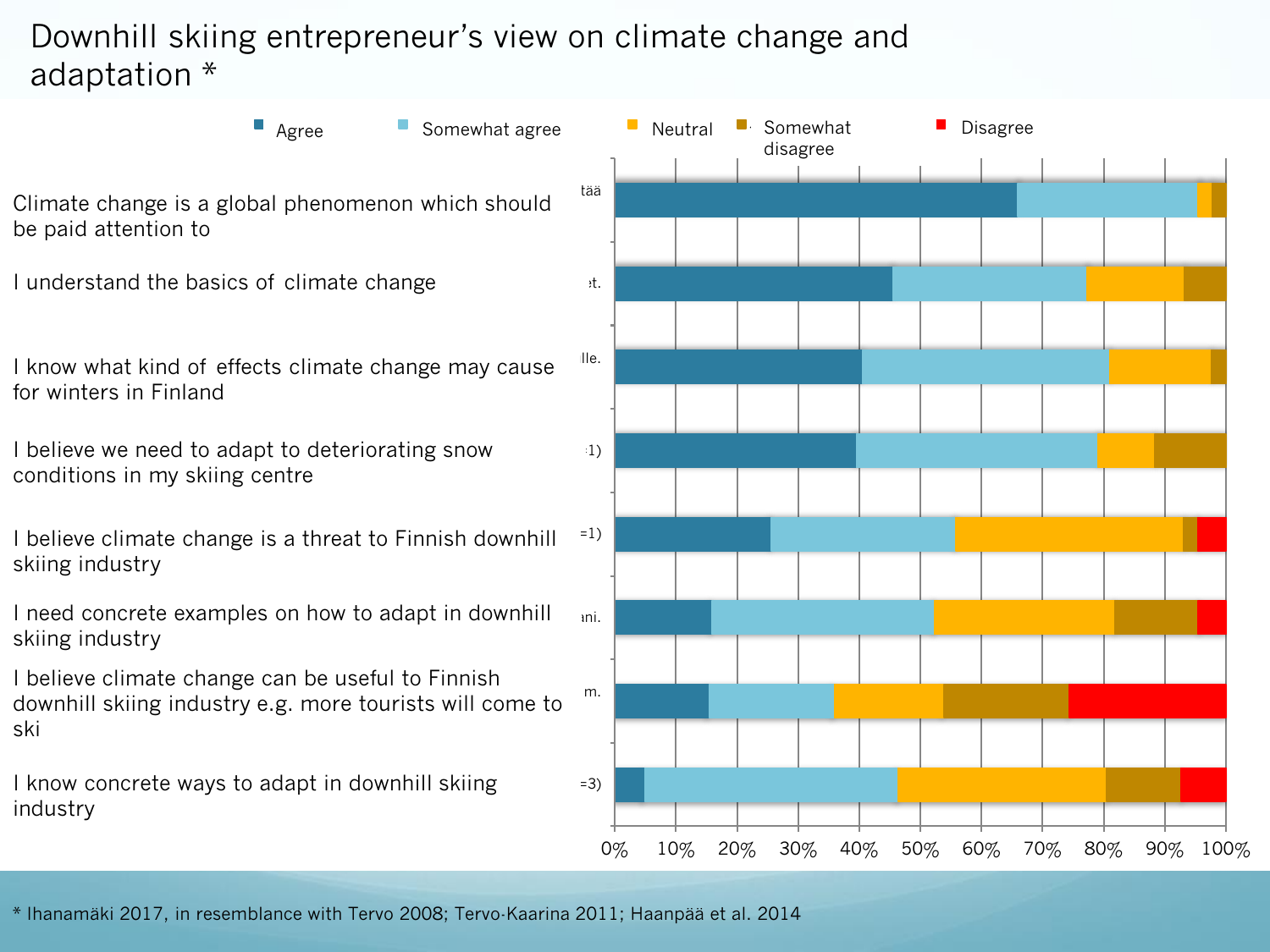# Downhill skiing entrepreneur's view on climate change and adaptation *

Agree | Somewhat agree | Neutral | Somewhat disagree | Disagree

- Climate change is a global phenomenon which should be paid attention to
- I understand the basics of climate change
- I know what kind of effects climate change may cause for winters in Finland
- I believe we need to adapt to deteriorating snow conditions in my skiing centre
- I believe climate change is a threat to Finnish downhill skiing industry
- I need concrete examples on how to adapt in downhill skiing industry
- I believe climate change can be useful to Finnish downhill skiing industry e.g. more tourists will come to ski
- I know concrete ways to adapt in downhill skiing industry

0% 10% 20% 30% 40% 50% 60% 70% 80% 90% 100%

\* Ihanamäki 2017, in resemblance with Tervo 2008; Tervo-Kaarina 2011; Haanpää et al. 2014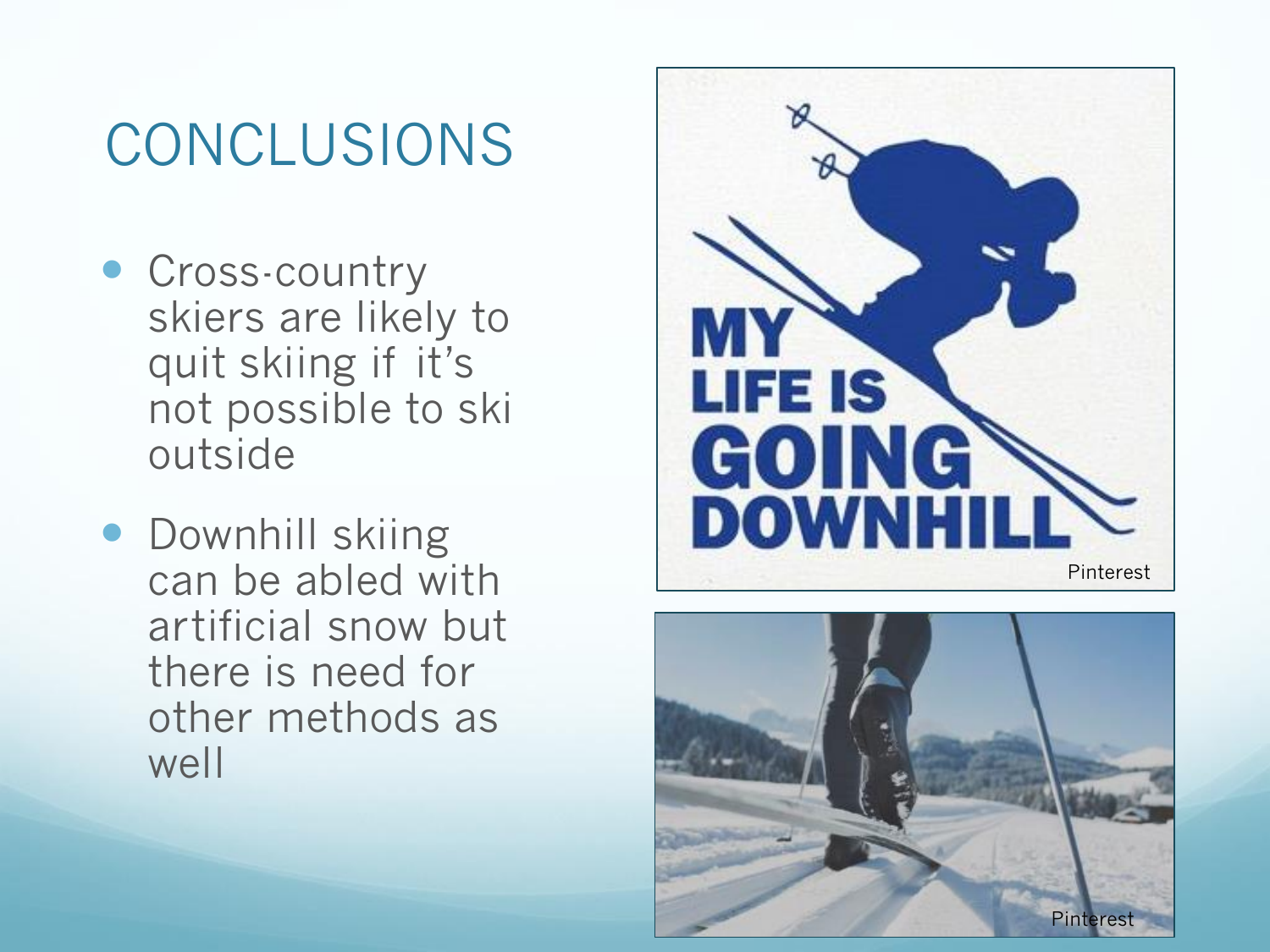# CONCLUSIONS

- Cross-country skiers are likely to quit skiing if it's not possible to ski outside
- Downhill skiing can be abled with artificial snow but there is need for other methods as well

Pinterest

Pinterest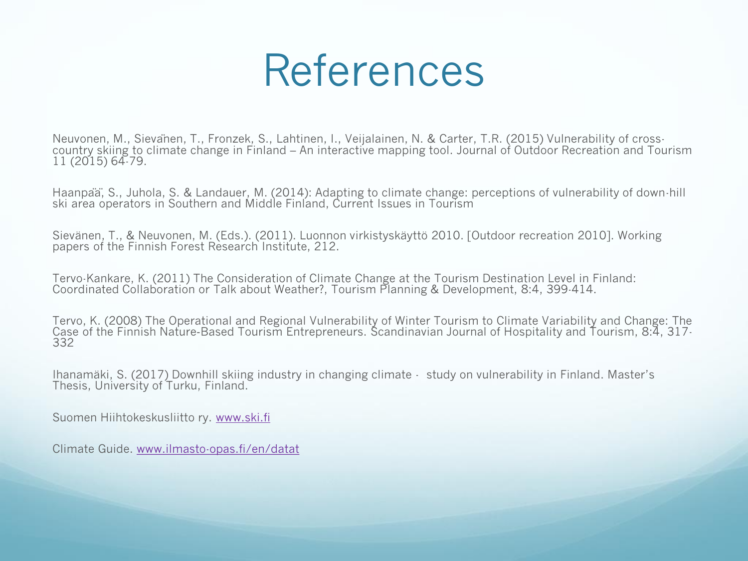# References

Neuvonen, M., Sievänen, T., Fronzek, S., Lahtinen, I., Veijalainen, N. & Carter, T.R. (2015) Vulnerability of cross-country skiing to climate change in Finland – An interactive mapping tool. Journal of Outdoor Recreation and Tourism 11 (2015) 64-79.

Haanpää, S., Juhola, S. & Landauer, M. (2014): Adapting to climate change: perceptions of vulnerability of down-hill ski area operators in Southern and Middle Finland, Current Issues in Tourism

Sievänen, T., & Neuvonen, M. (Eds.). (2011). Luonnon virkistyskäyttö 2010. [Outdoor recreation 2010]. Working papers of the Finnish Forest Research Institute, 212.

Tervo-Kankare, K. (2011) The Consideration of Climate Change at the Tourism Destination Level in Finland: Coordinated Collaboration or Talk about Weather?, Tourism Planning & Development, 8:4, 399-414.

Tervo, K. (2008) The Operational and Regional Vulnerability of Winter Tourism to Climate Variability and Change: The Case of the Finnish Nature-Based Tourism Entrepreneurs. Scandinavian Journal of Hospitality and Tourism, 8:4, 317-332

Ihanamäki, S. (2017) Downhill skiing industry in changing climate - study on vulnerability in Finland. Master's Thesis, University of Turku, Finland.

Suomen Hiihtokeskusliitto ry. www.ski.fi

Climate Guide. www.ilmasto-opas.fi/en/datat